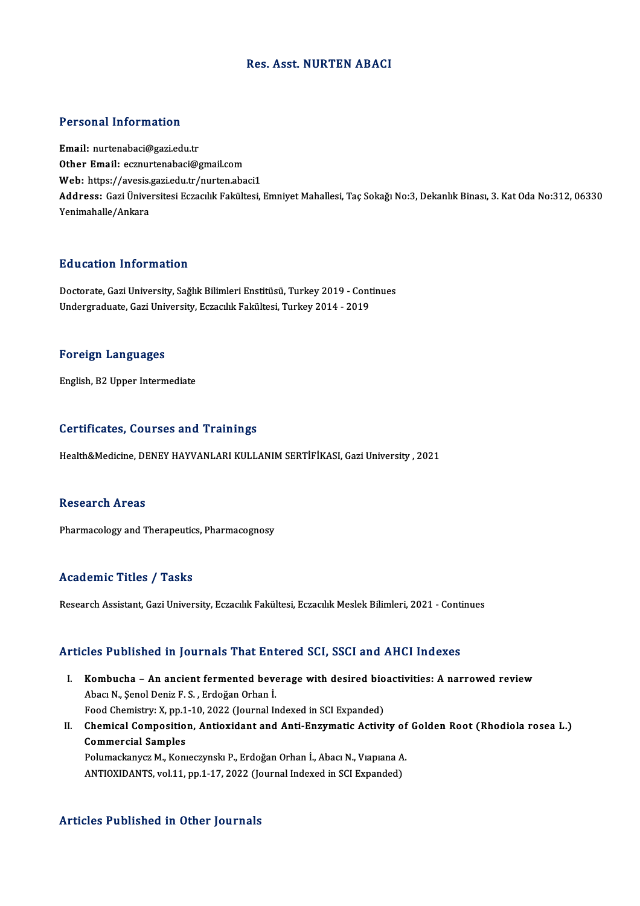# Res. Asst. NURTEN ABACI

## Personal Information

**Email:** nurtenabaci@gazi.edu.tr
**Other Email:** ecznurtenabaci@gmail.com
**Web:** https://avesis.gazi.edu.tr/nurten.abaci1
**Address:** Gazi Üniversitesi Eczacılık Fakültesi, Emniyet Mahallesi, Taç Sokağı No:3, Dekanlık Binası, 3. Kat Oda No:312, 06330 Yenimahalle/Ankara

## Education Information

Doctorate, Gazi University, Sağlık Bilimleri Enstitüsü, Turkey 2019 - Continues
Undergraduate, Gazi University, Eczacılık Fakültesi, Turkey 2014 - 2019

## Foreign Languages

English, B2 Upper Intermediate

## Certificates, Courses and Trainings

Health&Medicine, DENEY HAYVANLARI KULLANIM SERTİFİKASI, Gazi University , 2021

## Research Areas

Pharmacology and Therapeutics, Pharmacognosy

## Academic Titles / Tasks

Research Assistant, Gazi University, Eczacılık Fakültesi, Eczacılık Meslek Bilimleri, 2021 - Continues

## Articles Published in Journals That Entered SCI, SSCI and AHCI Indexes

I. **Kombucha – An ancient fermented beverage with desired bioactivities: A narrowed review**
   Abacı N., Şenol Deniz F. S. , Erdoğan Orhan İ.
   Food Chemistry: X, pp.1-10, 2022 (Journal Indexed in SCI Expanded)

II. **Chemical Composition, Antioxidant and Anti-Enzymatic Activity of Golden Root (Rhodiola rosea L.) Commercial Samples**
   Polumackanycz M., Konıeczynskı P., Erdoğan Orhan İ., Abacı N., Vıapıana A.
   ANTIOXIDANTS, vol.11, pp.1-17, 2022 (Journal Indexed in SCI Expanded)

## Articles Published in Other Journals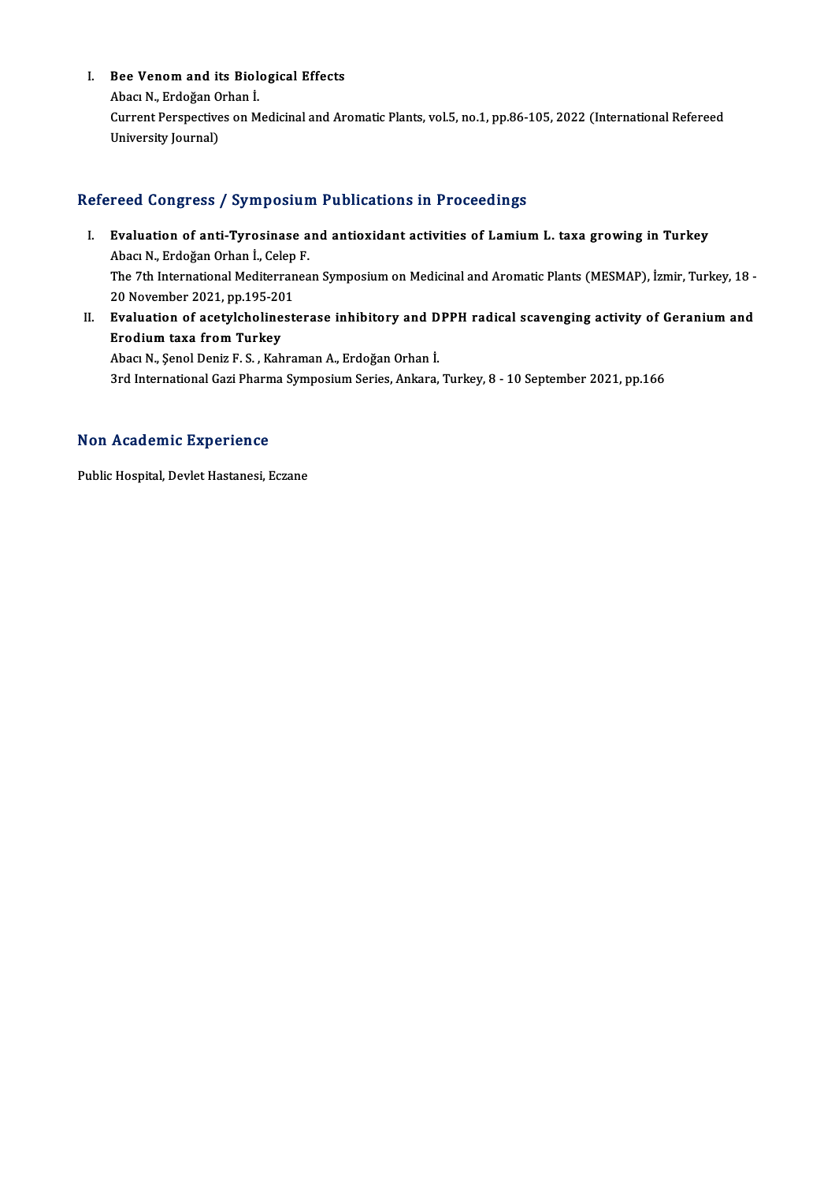I. **Bee Venom and its Biological Effects**
   Abacı N., Erdoğan Orhan İ.
   Current Perspectives on Medicinal and Aromatic Plants, vol.5, no.1, pp.86-105, 2022 (International Refereed University Journal)

## Refereed Congress / Symposium Publications in Proceedings

I. **Evaluation of anti-Tyrosinase and antioxidant activities of Lamium L. taxa growing in Turkey**
   Abacı N., Erdoğan Orhan İ., Celep F.
   The 7th International Mediterranean Symposium on Medicinal and Aromatic Plants (MESMAP), İzmir, Turkey, 18 - 20 November 2021, pp.195-201

II. **Evaluation of acetylcholinesterase inhibitory and DPPH radical scavenging activity of Geranium and Erodium taxa from Turkey**
   Abacı N., Şenol Deniz F. S. , Kahraman A., Erdoğan Orhan İ.
   3rd International Gazi Pharma Symposium Series, Ankara, Turkey, 8 - 10 September 2021, pp.166

## Non Academic Experience

Public Hospital, Devlet Hastanesi, Eczane